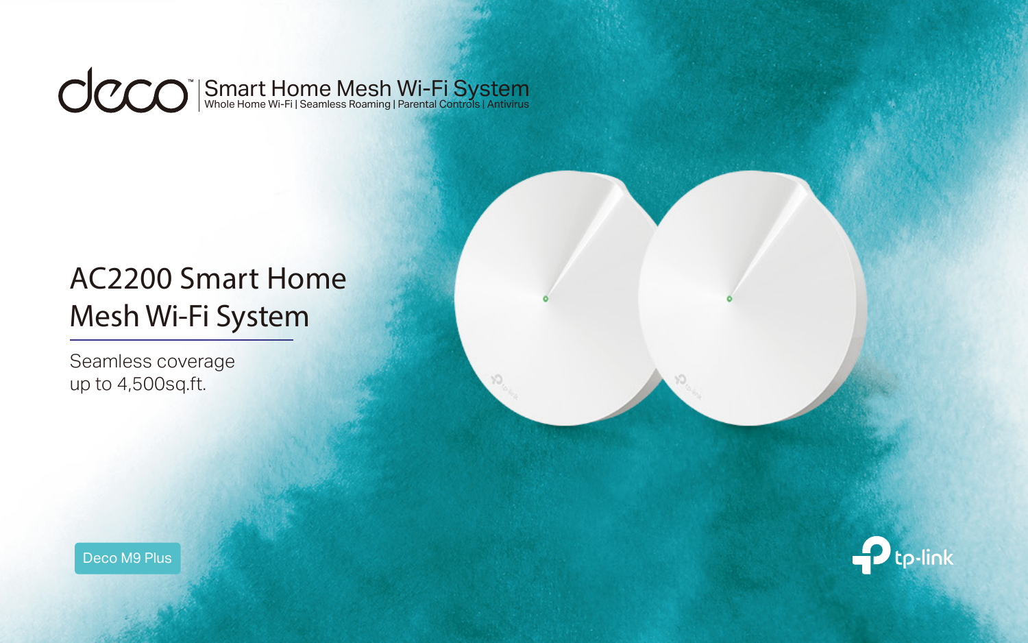deco™ | Smart Home Mesh Wi-Fi System

Whole Home Wi-Fi | Seamless Roaming | Parental Controls | Antivirus

# AC2200 Smart Home Mesh Wi-Fi System

Seamless coverage up to 4,500sq.ft.

Deco M9 Plus

tp-link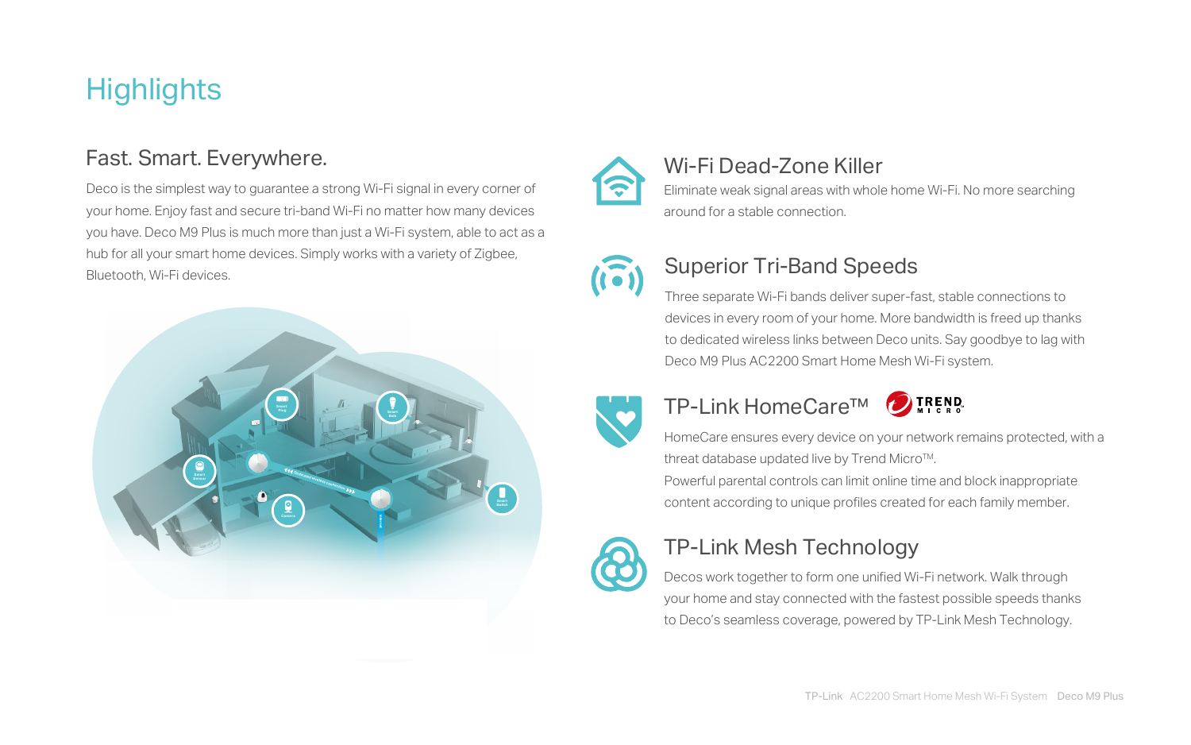# Highlights

## Fast. Smart. Everywhere.

Deco is the simplest way to guarantee a strong Wi-Fi signal in every corner of your home. Enjoy fast and secure tri-band Wi-Fi no matter how many devices you have. Deco M9 Plus is much more than just a Wi-Fi system, able to act as a hub for all your smart home devices. Simply works with a variety of Zigbee, Bluetooth, Wi-Fi devices.

## Wi-Fi Dead-Zone Killer

Eliminate weak signal areas with whole home Wi-Fi. No more searching around for a stable connection.

## Superior Tri-Band Speeds

Three separate Wi-Fi bands deliver super-fast, stable connections to devices in every room of your home. More bandwidth is freed up thanks to dedicated wireless links between Deco units. Say goodbye to lag with Deco M9 Plus AC2200 Smart Home Mesh Wi-Fi system.

## TP-Link HomeCare™

HomeCare ensures every device on your network remains protected, with a threat database updated live by Trend Micro™.
Powerful parental controls can limit online time and block inappropriate content according to unique profiles created for each family member.

## TP-Link Mesh Technology

Decos work together to form one unified Wi-Fi network. Walk through your home and stay connected with the fastest possible speeds thanks to Deco's seamless coverage, powered by TP-Link Mesh Technology.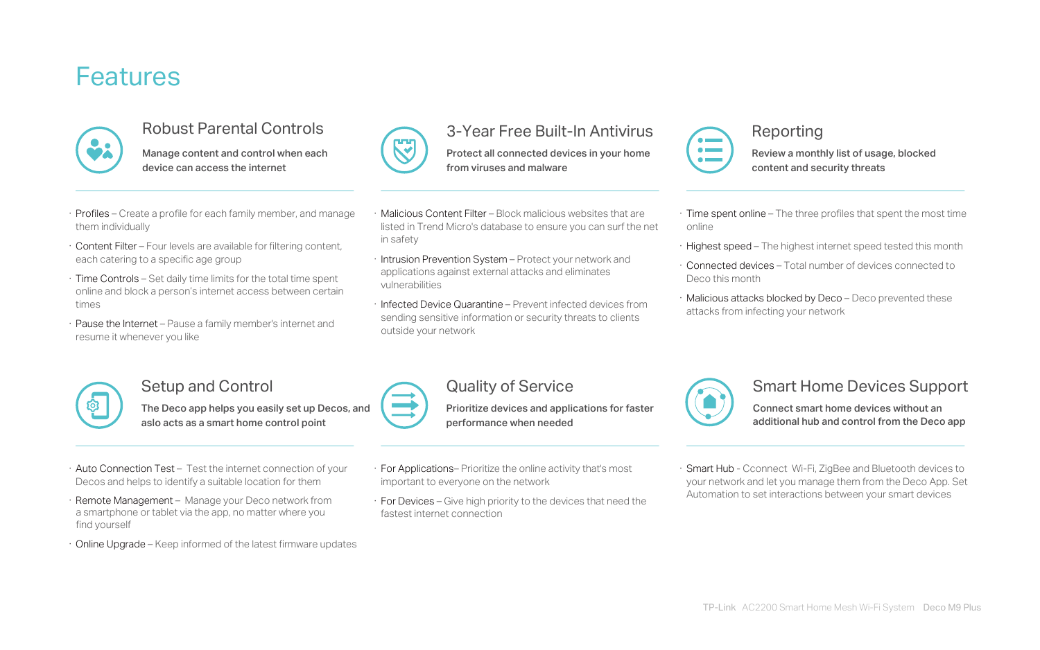# Features

## Robust Parental Controls

**Manage content and control when each device can access the internet**

- Profiles – Create a profile for each family member, and manage them individually
- Content Filter – Four levels are available for filtering content, each catering to a specific age group
- Time Controls – Set daily time limits for the total time spent online and block a person's internet access between certain times
- Pause the Internet – Pause a family member's internet and resume it whenever you like

## 3-Year Free Built-In Antivirus

**Protect all connected devices in your home from viruses and malware**

- Malicious Content Filter – Block malicious websites that are listed in Trend Micro's database to ensure you can surf the net in safety
- Intrusion Prevention System – Protect your network and applications against external attacks and eliminates vulnerabilities
- Infected Device Quarantine – Prevent infected devices from sending sensitive information or security threats to clients outside your network

## Reporting

**Review a monthly list of usage, blocked content and security threats**

- Time spent online – The three profiles that spent the most time online
- Highest speed – The highest internet speed tested this month
- Connected devices – Total number of devices connected to Deco this month
- Malicious attacks blocked by Deco – Deco prevented these attacks from infecting your network

## Setup and Control

**The Deco app helps you easily set up Decos, and aslo acts as a smart home control point**

- Auto Connection Test – Test the internet connection of your Decos and helps to identify a suitable location for them
- Remote Management – Manage your Deco network from a smartphone or tablet via the app, no matter where you find yourself
- Online Upgrade – Keep informed of the latest firmware updates

## Quality of Service

**Prioritize devices and applications for faster performance when needed**

- For Applications– Prioritize the online activity that's most important to everyone on the network
- For Devices – Give high priority to the devices that need the fastest internet connection

## Smart Home Devices Support

**Connect smart home devices without an additional hub and control from the Deco app**

- Smart Hub - Cconnect Wi-Fi, ZigBee and Bluetooth devices to your network and let you manage them from the Deco App. Set Automation to set interactions between your smart devices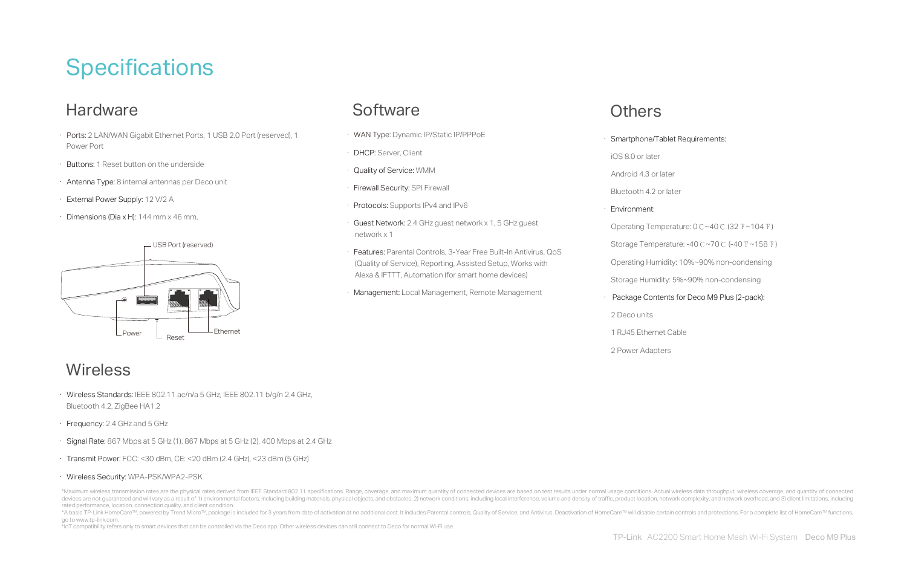# Specifications

## Hardware

- **Ports:** 2 LAN/WAN Gigabit Ethernet Ports, 1 USB 2.0 Port (reserved), 1 Power Port
- **Buttons:** 1 Reset button on the underside
- **Antenna Type:** 8 internal antennas per Deco unit
- **External Power Supply:** 12 V/2 A
- **Dimensions (Dia x H):** 144 mm x 46 mm,

USB Port (reserved)

Power

Reset

Ethernet

## Wireless

- **Wireless Standards:** IEEE 802.11 ac/n/a 5 GHz, IEEE 802.11 b/g/n 2.4 GHz, Bluetooth 4.2, ZigBee HA1.2
- **Frequency:** 2.4 GHz and 5 GHz
- **Signal Rate:** 867 Mbps at 5 GHz (1), 867 Mbps at 5 GHz (2), 400 Mbps at 2.4 GHz
- **Transmit Power:** FCC: <30 dBm, CE: <20 dBm (2.4 GHz), <23 dBm (5 GHz)
- **Wireless Security:** WPA-PSK/WPA2-PSK

## Software

- **WAN Type:** Dynamic IP/Static IP/PPPoE
- **DHCP:** Server, Client
- **Quality of Service:** WMM
- **Firewall Security:** SPI Firewall
- **Protocols:** Supports IPv4 and IPv6
- **Guest Network:** 2.4 GHz guest network x 1, 5 GHz guest network x 1
- **Features:** Parental Controls, 3-Year Free Built-In Antivirus, QoS (Quality of Service), Reporting, Assisted Setup, Works with Alexa & IFTTT, Automation (for smart home devices)
- **Management:** Local Management, Remote Management

## Others

- Smartphone/Tablet Requirements:

  iOS 8.0 or later

  Android 4.3 or later

  Bluetooth 4.2 or later

- Environment:

  Operating Temperature: 0 ℃~40 ℃ (32 ℉~104 ℉)

  Storage Temperature: -40 ℃~70 ℃ (-40 ℉~158 ℉)

  Operating Humidity: 10%~90% non-condensing

  Storage Humidity: 5%~90% non-condensing

- Package Contents for Deco M9 Plus (2-pack):

  2 Deco units

  1 RJ45 Ethernet Cable

  2 Power Adapters

*Maximum wireless transmission rates are the physical rates derived from IEEE Standard 802.11 specifications. Range, coverage, and maximum quantity of connected devices are based on test results under normal usage conditions. Actual wireless data throughput, wireless coverage, and quantity of connected devices are not guaranteed and will vary as a result of 1) environmental factors, including building materials, physical objects, and obstacles, 2) network conditions, including local interference, volume and density of traffic, product location, network complexity, and network overhead, and 3) client limitations, including rated performance, location, connection quality, and client condition.

*A basic TP-Link HomeCare™, powered by Trend Micro™, package is included for 3 years from date of activation at no additional cost. It includes Parental controls, Quality of Service, and Antivirus. Deactivation of HomeCare™ will disable certain controls and protections. For a complete list of HomeCare™ functions, go to www.tp-link.com.

*IoT compatibility refers only to smart devices that can be controlled via the Deco app. Other wireless devices can still connect to Deco for normal Wi-Fi use.